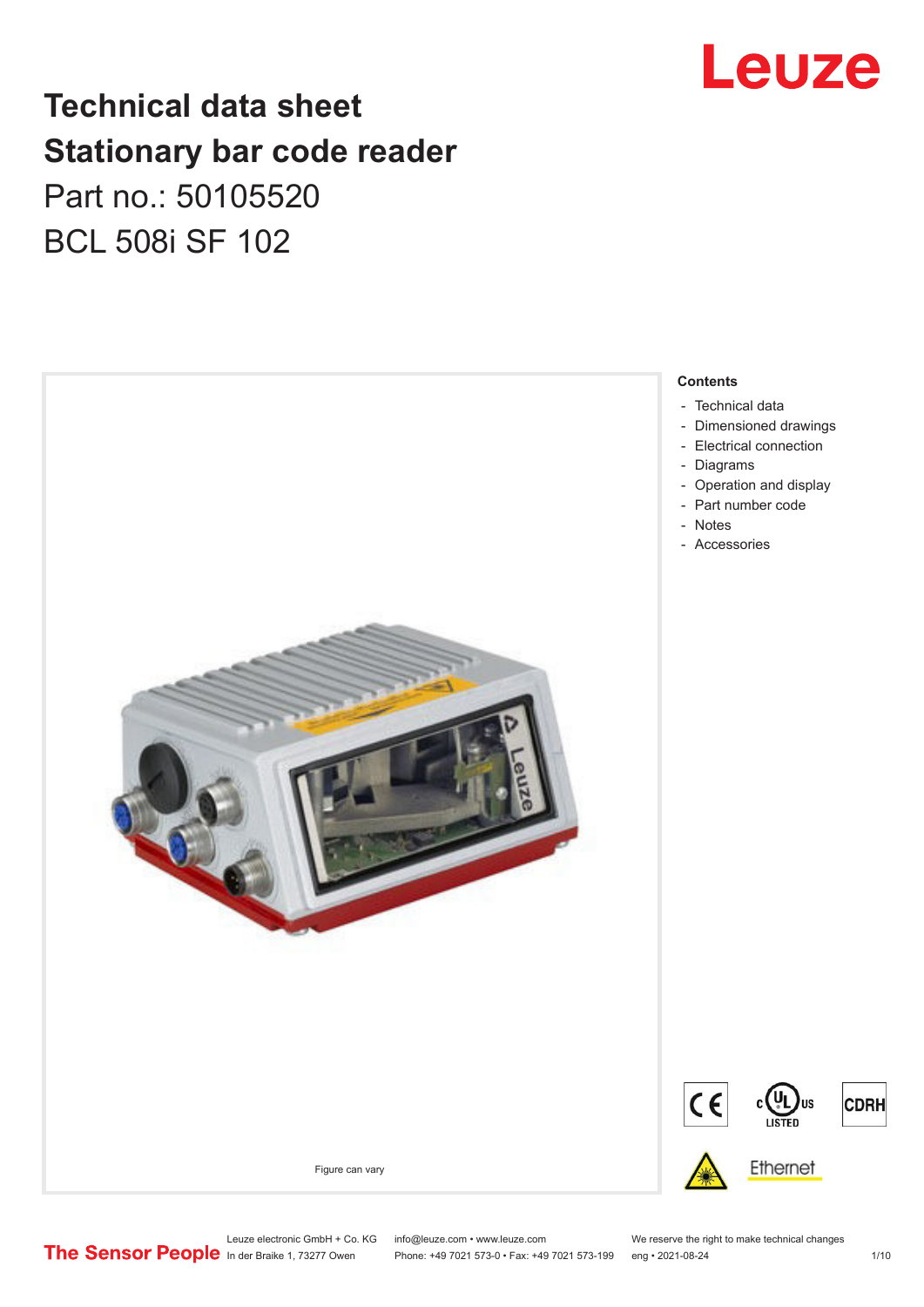# Technical data sheet
# Stationary bar code reader

Part no.: 50105520

BCL 508i SF 102

Figure can vary

**Contents**

- Technical data
- Dimensioned drawings
- Electrical connection
- Diagrams
- Operation and display
- Part number code
- Notes
- Accessories

Leuze electronic GmbH + Co. KG
In der Braike 1, 73277 Owen

info@leuze.com • www.leuze.com
Phone: +49 7021 573-0 • Fax: +49 7021 573-199

We reserve the right to make technical changes
eng • 2021-08-24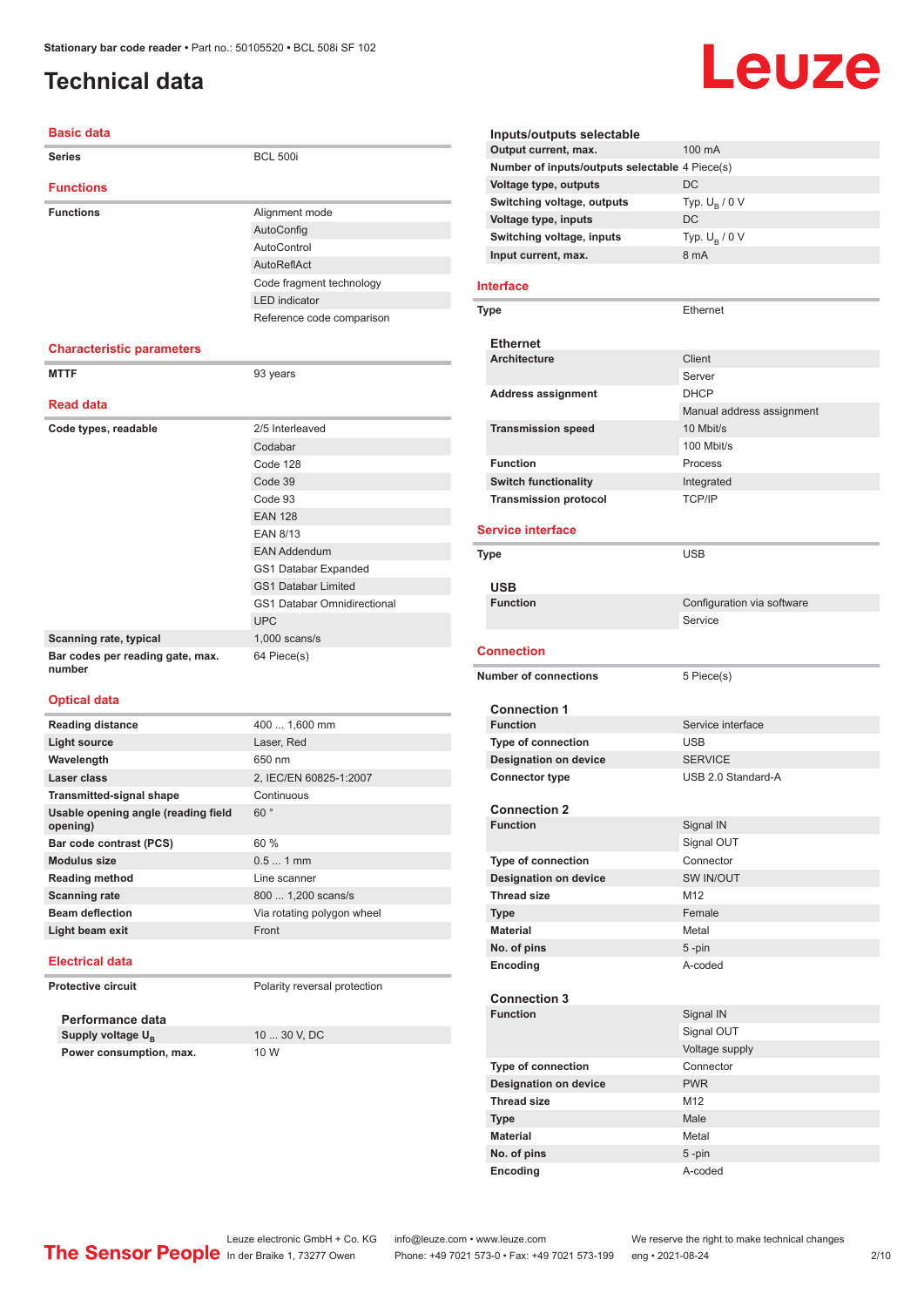# Technical data

## Basic data

| | |
|---|---|
| **Series** | BCL 500i |

## Functions

| | |
|---|---|
| **Functions** | Alignment mode |
| | AutoConfig |
| | AutoControl |
| | AutoReflAct |
| | Code fragment technology |
| | LED indicator |
| | Reference code comparison |

## Characteristic parameters

| | |
|---|---|
| **MTTF** | 93 years |

## Read data

| | |
|---|---|
| **Code types, readable** | 2/5 Interleaved |
| | Codabar |
| | Code 128 |
| | Code 39 |
| | Code 93 |
| | EAN 128 |
| | EAN 8/13 |
| | EAN Addendum |
| | GS1 Databar Expanded |
| | GS1 Databar Limited |
| | GS1 Databar Omnidirectional |
| | UPC |
| **Scanning rate, typical** | 1,000 scans/s |
| **Bar codes per reading gate, max. number** | 64 Piece(s) |

## Optical data

| | |
|---|---|
| **Reading distance** | 400 ... 1,600 mm |
| **Light source** | Laser, Red |
| **Wavelength** | 650 nm |
| **Laser class** | 2, IEC/EN 60825-1:2007 |
| **Transmitted-signal shape** | Continuous |
| **Usable opening angle (reading field opening)** | 60 ° |
| **Bar code contrast (PCS)** | 60 % |
| **Modulus size** | 0.5 ... 1 mm |
| **Reading method** | Line scanner |
| **Scanning rate** | 800 ... 1,200 scans/s |
| **Beam deflection** | Via rotating polygon wheel |
| **Light beam exit** | Front |

## Electrical data

| | |
|---|---|
| **Protective circuit** | Polarity reversal protection |

### Performance data

| | |
|---|---|
| **Supply voltage $U_B$** | 10 ... 30 V, DC |
| **Power consumption, max.** | 10 W |

### Inputs/outputs selectable

| | |
|---|---|
| **Output current, max.** | 100 mA |
| **Number of inputs/outputs selectable** | 4 Piece(s) |
| **Voltage type, outputs** | DC |
| **Switching voltage, outputs** | Typ. $U_B$ / 0 V |
| **Voltage type, inputs** | DC |
| **Switching voltage, inputs** | Typ. $U_B$ / 0 V |
| **Input current, max.** | 8 mA |

## Interface

| | |
|---|---|
| **Type** | Ethernet |

### Ethernet

| | |
|---|---|
| **Architecture** | Client |
| | Server |
| **Address assignment** | DHCP |
| | Manual address assignment |
| **Transmission speed** | 10 Mbit/s |
| | 100 Mbit/s |
| **Function** | Process |
| **Switch functionality** | Integrated |
| **Transmission protocol** | TCP/IP |

## Service interface

| | |
|---|---|
| **Type** | USB |

### USB

| | |
|---|---|
| **Function** | Configuration via software |
| | Service |

## Connection

| | |
|---|---|
| **Number of connections** | 5 Piece(s) |

### Connection 1

| | |
|---|---|
| **Function** | Service interface |
| **Type of connection** | USB |
| **Designation on device** | SERVICE |
| **Connector type** | USB 2.0 Standard-A |

### Connection 2

| | |
|---|---|
| **Function** | Signal IN |
| | Signal OUT |
| **Type of connection** | Connector |
| **Designation on device** | SW IN/OUT |
| **Thread size** | M12 |
| **Type** | Female |
| **Material** | Metal |
| **No. of pins** | 5 -pin |
| **Encoding** | A-coded |

### Connection 3

| | |
|---|---|
| **Function** | Signal IN |
| | Signal OUT |
| | Voltage supply |
| **Type of connection** | Connector |
| **Designation on device** | PWR |
| **Thread size** | M12 |
| **Type** | Male |
| **Material** | Metal |
| **No. of pins** | 5 -pin |
| **Encoding** | A-coded |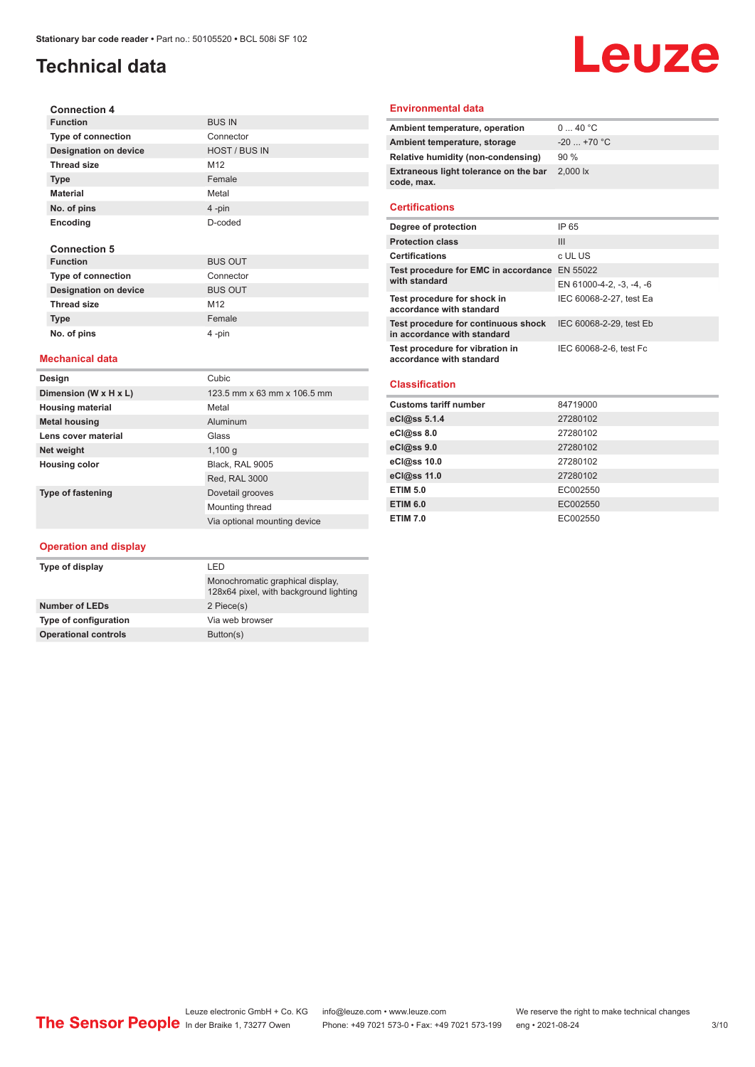# Technical data

### Connection 4

| | |
|---|---|
| **Function** | BUS IN |
| **Type of connection** | Connector |
| **Designation on device** | HOST / BUS IN |
| **Thread size** | M12 |
| **Type** | Female |
| **Material** | Metal |
| **No. of pins** | 4 -pin |
| **Encoding** | D-coded |

### Connection 5

| | |
|---|---|
| **Function** | BUS OUT |
| **Type of connection** | Connector |
| **Designation on device** | BUS OUT |
| **Thread size** | M12 |
| **Type** | Female |
| **No. of pins** | 4 -pin |

## Mechanical data

| | |
|---|---|
| **Design** | Cubic |
| **Dimension (W x H x L)** | 123.5 mm x 63 mm x 106.5 mm |
| **Housing material** | Metal |
| **Metal housing** | Aluminum |
| **Lens cover material** | Glass |
| **Net weight** | 1,100 g |
| **Housing color** | Black, RAL 9005 |
| | Red, RAL 3000 |
| **Type of fastening** | Dovetail grooves |
| | Mounting thread |
| | Via optional mounting device |

## Operation and display

| | |
|---|---|
| **Type of display** | LED |
| | Monochromatic graphical display, 128x64 pixel, with background lighting |
| **Number of LEDs** | 2 Piece(s) |
| **Type of configuration** | Via web browser |
| **Operational controls** | Button(s) |

## Environmental data

| | |
|---|---|
| **Ambient temperature, operation** | 0 ... 40 °C |
| **Ambient temperature, storage** | -20 ... +70 °C |
| **Relative humidity (non-condensing)** | 90 % |
| **Extraneous light tolerance on the bar code, max.** | 2,000 lx |

## Certifications

| | |
|---|---|
| **Degree of protection** | IP 65 |
| **Protection class** | III |
| **Certifications** | c UL US |
| **Test procedure for EMC in accordance with standard** | EN 55022 |
| | EN 61000-4-2, -3, -4, -6 |
| **Test procedure for shock in accordance with standard** | IEC 60068-2-27, test Ea |
| **Test procedure for continuous shock in accordance with standard** | IEC 60068-2-29, test Eb |
| **Test procedure for vibration in accordance with standard** | IEC 60068-2-6, test Fc |

## Classification

| | |
|---|---|
| **Customs tariff number** | 84719000 |
| **eCl@ss 5.1.4** | 27280102 |
| **eCl@ss 8.0** | 27280102 |
| **eCl@ss 9.0** | 27280102 |
| **eCl@ss 10.0** | 27280102 |
| **eCl@ss 11.0** | 27280102 |
| **ETIM 5.0** | EC002550 |
| **ETIM 6.0** | EC002550 |
| **ETIM 7.0** | EC002550 |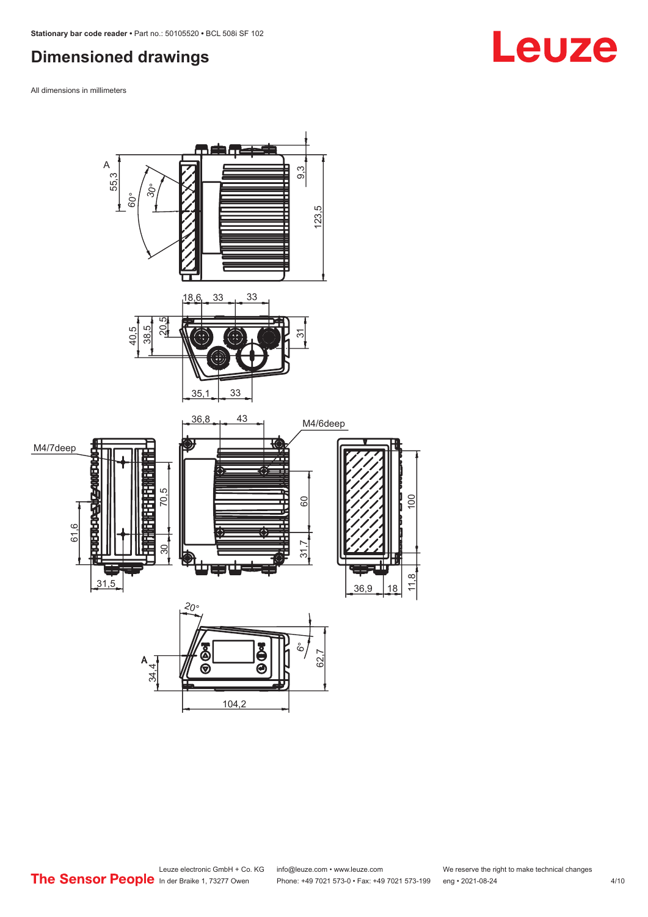# Dimensioned drawings

All dimensions in millimeters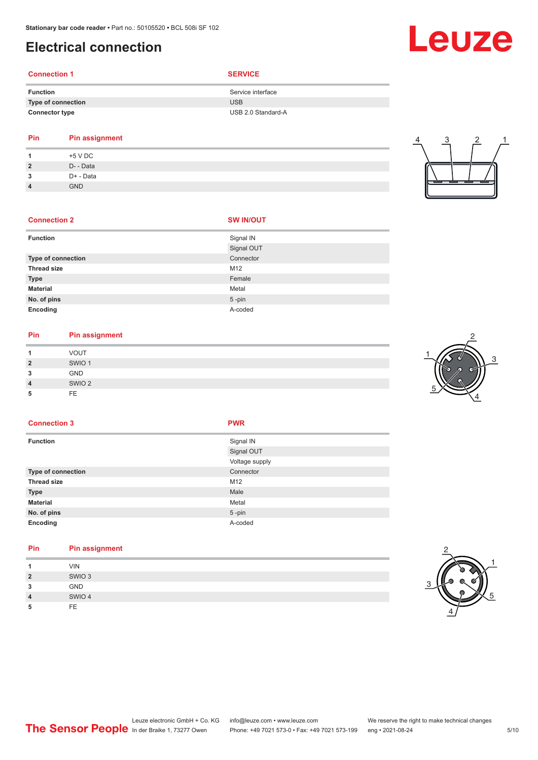# Electrical connection

| Connection 1 | SERVICE |
|---|---|
| Function | Service interface |
| Type of connection | USB |
| Connector type | USB 2.0 Standard-A |

| Pin | Pin assignment |
|---|---|
| 1 | +5 V DC |
| 2 | D- - Data |
| 3 | D+ - Data |
| 4 | GND |

| Connection 2 | SW IN/OUT |
|---|---|
| Function | Signal IN |
| | Signal OUT |
| Type of connection | Connector |
| Thread size | M12 |
| Type | Female |
| Material | Metal |
| No. of pins | 5 -pin |
| Encoding | A-coded |

| Pin | Pin assignment |
|---|---|
| 1 | VOUT |
| 2 | SWIO 1 |
| 3 | GND |
| 4 | SWIO 2 |
| 5 | FE |

| Connection 3 | PWR |
|---|---|
| Function | Signal IN |
| | Signal OUT |
| | Voltage supply |
| Type of connection | Connector |
| Thread size | M12 |
| Type | Male |
| Material | Metal |
| No. of pins | 5 -pin |
| Encoding | A-coded |

| Pin | Pin assignment |
|---|---|
| 1 | VIN |
| 2 | SWIO 3 |
| 3 | GND |
| 4 | SWIO 4 |
| 5 | FE |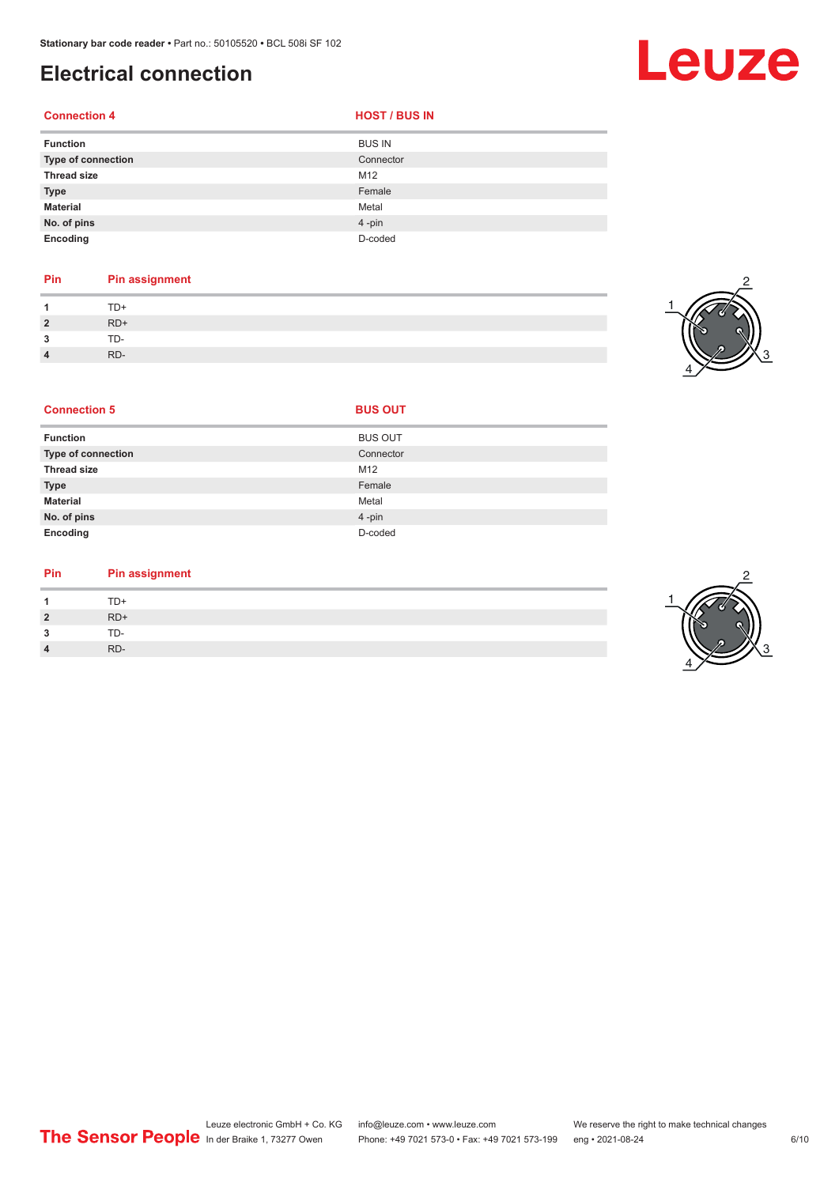# Electrical connection

| Connection 4 | HOST / BUS IN |
|---|---|
| **Function** | BUS IN |
| **Type of connection** | Connector |
| **Thread size** | M12 |
| **Type** | Female |
| **Material** | Metal |
| **No. of pins** | 4 -pin |
| **Encoding** | D-coded |

| Pin | Pin assignment |
|---|---|
| **1** | TD+ |
| **2** | RD+ |
| **3** | TD- |
| **4** | RD- |

| Connection 5 | BUS OUT |
|---|---|
| **Function** | BUS OUT |
| **Type of connection** | Connector |
| **Thread size** | M12 |
| **Type** | Female |
| **Material** | Metal |
| **No. of pins** | 4 -pin |
| **Encoding** | D-coded |

| Pin | Pin assignment |
|---|---|
| **1** | TD+ |
| **2** | RD+ |
| **3** | TD- |
| **4** | RD- |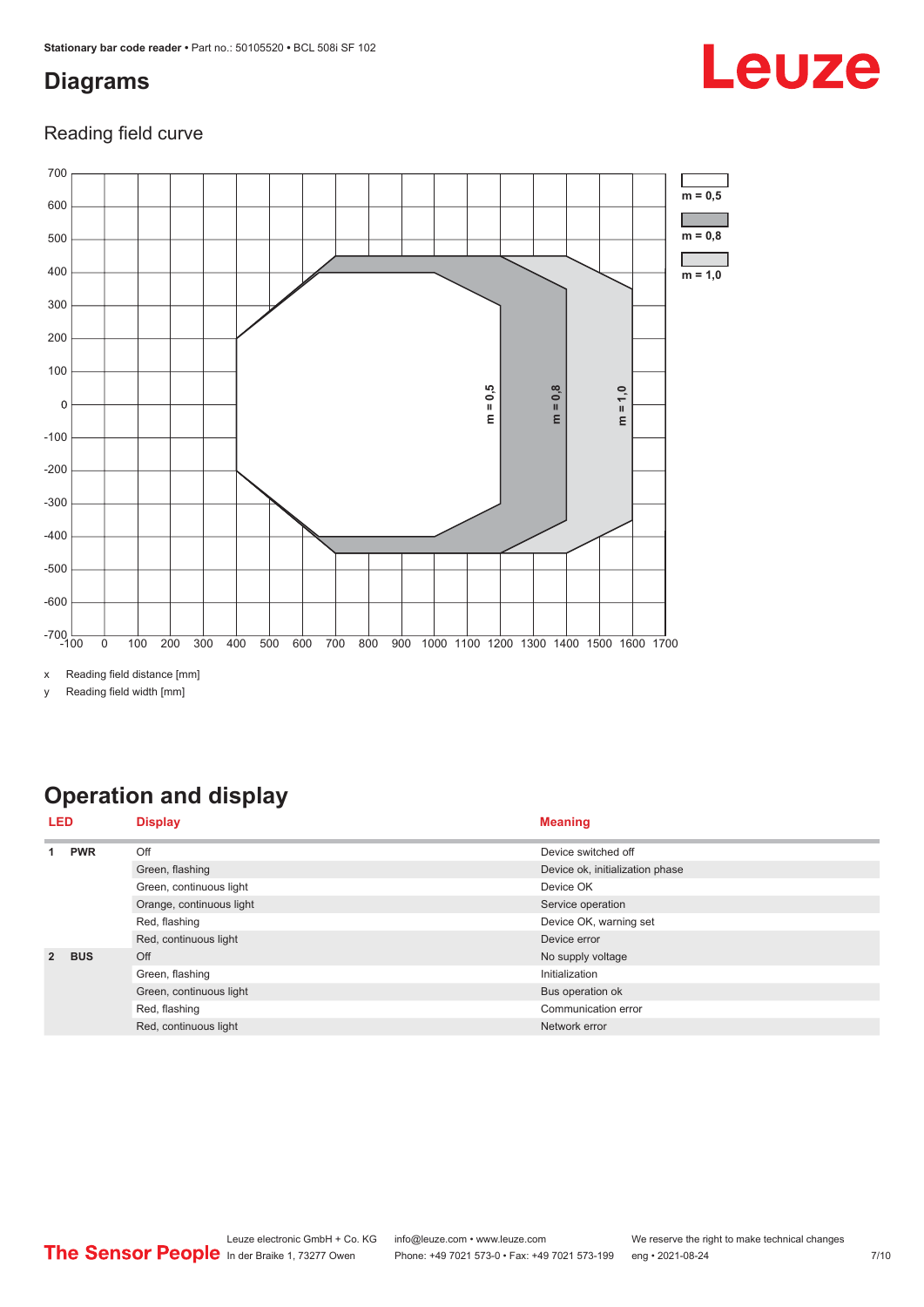## Diagrams

### Reading field curve

x Reading field distance [mm]

y Reading field width [mm]

## Operation and display

| LED | | Display | Meaning |
|---|---|---|---|
| 1 | PWR | Off | Device switched off |
| | | Green, flashing | Device ok, initialization phase |
| | | Green, continuous light | Device OK |
| | | Orange, continuous light | Service operation |
| | | Red, flashing | Device OK, warning set |
| | | Red, continuous light | Device error |
| 2 | BUS | Off | No supply voltage |
| | | Green, flashing | Initialization |
| | | Green, continuous light | Bus operation ok |
| | | Red, flashing | Communication error |
| | | Red, continuous light | Network error |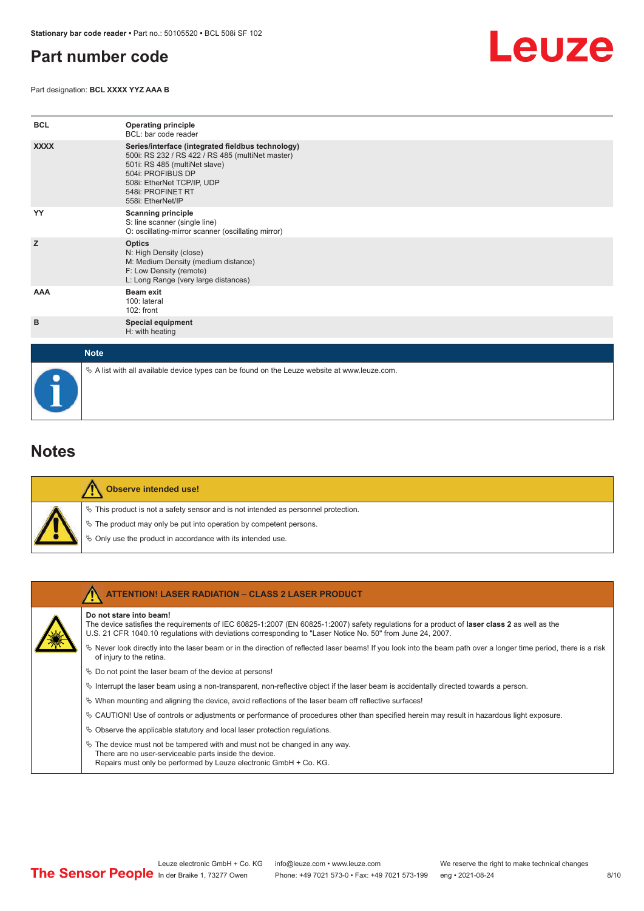# Part number code

Part designation: **BCL XXXX YYZ AAA B**

| | |
|---|---|
| **BCL** | **Operating principle**<br>BCL: bar code reader |
| **XXXX** | **Series/interface (integrated fieldbus technology)**<br>500i: RS 232 / RS 422 / RS 485 (multiNet master)<br>501i: RS 485 (multiNet slave)<br>504i: PROFIBUS DP<br>508i: EtherNet TCP/IP, UDP<br>548i: PROFINET RT<br>558i: EtherNet/IP |
| **YY** | **Scanning principle**<br>S: line scanner (single line)<br>O: oscillating-mirror scanner (oscillating mirror) |
| **Z** | **Optics**<br>N: High Density (close)<br>M: Medium Density (medium distance)<br>F: Low Density (remote)<br>L: Long Range (very large distances) |
| **AAA** | **Beam exit**<br>100: lateral<br>102: front |
| **B** | **Special equipment**<br>H: with heating |

**Note**

- A list with all available device types can be found on the Leuze website at www.leuze.com.

# Notes

**Observe intended use!**

- This product is not a safety sensor and is not intended as personnel protection.
- The product may only be put into operation by competent persons.
- Only use the product in accordance with its intended use.

**ATTENTION! LASER RADIATION – CLASS 2 LASER PRODUCT**

**Do not stare into beam!**
The device satisfies the requirements of IEC 60825-1:2007 (EN 60825-1:2007) safety regulations for a product of **laser class 2** as well as the U.S. 21 CFR 1040.10 regulations with deviations corresponding to "Laser Notice No. 50" from June 24, 2007.

- Never look directly into the laser beam or in the direction of reflected laser beams! If you look into the beam path over a longer time period, there is a risk of injury to the retina.
- Do not point the laser beam of the device at persons!
- Interrupt the laser beam using a non-transparent, non-reflective object if the laser beam is accidentally directed towards a person.
- When mounting and aligning the device, avoid reflections of the laser beam off reflective surfaces!
- CAUTION! Use of controls or adjustments or performance of procedures other than specified herein may result in hazardous light exposure.
- Observe the applicable statutory and local laser protection regulations.
- The device must not be tampered with and must not be changed in any way.
  There are no user-serviceable parts inside the device.
  Repairs must only be performed by Leuze electronic GmbH + Co. KG.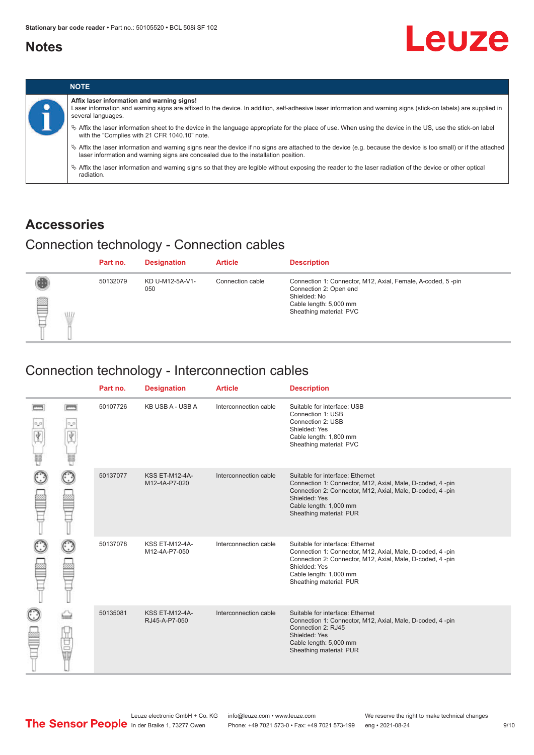## Notes

| NOTE |
|---|
| **Affix laser information and warning signs!**<br>Laser information and warning signs are affixed to the device. In addition, self-adhesive laser information and warning signs (stick-on labels) are supplied in several languages.<br>↳ Affix the laser information sheet to the device in the language appropriate for the place of use. When using the device in the US, use the stick-on label with the "Complies with 21 CFR 1040.10" note.<br>↳ Affix the laser information and warning signs near the device if no signs are attached to the device (e.g. because the device is too small) or if the attached laser information and warning signs are concealed due to the installation position.<br>↳ Affix the laser information and warning signs so that they are legible without exposing the reader to the laser radiation of the device or other optical radiation. |

## Accessories

### Connection technology - Connection cables

| Part no. | Designation | Article | Description |
|---|---|---|---|
| 50132079 | KD U-M12-5A-V1-050 | Connection cable | Connection 1: Connector, M12, Axial, Female, A-coded, 5 -pin<br>Connection 2: Open end<br>Shielded: No<br>Cable length: 5,000 mm<br>Sheathing material: PVC |

### Connection technology - Interconnection cables

| Part no. | Designation | Article | Description |
|---|---|---|---|
| 50107726 | KB USB A - USB A | Interconnection cable | Suitable for interface: USB<br>Connection 1: USB<br>Connection 2: USB<br>Shielded: Yes<br>Cable length: 1,800 mm<br>Sheathing material: PVC |
| 50137077 | KSS ET-M12-4A-M12-4A-P7-020 | Interconnection cable | Suitable for interface: Ethernet<br>Connection 1: Connector, M12, Axial, Male, D-coded, 4 -pin<br>Connection 2: Connector, M12, Axial, Male, D-coded, 4 -pin<br>Shielded: Yes<br>Cable length: 1,000 mm<br>Sheathing material: PUR |
| 50137078 | KSS ET-M12-4A-M12-4A-P7-050 | Interconnection cable | Suitable for interface: Ethernet<br>Connection 1: Connector, M12, Axial, Male, D-coded, 4 -pin<br>Connection 2: Connector, M12, Axial, Male, D-coded, 4 -pin<br>Shielded: Yes<br>Cable length: 1,000 mm<br>Sheathing material: PUR |
| 50135081 | KSS ET-M12-4A-RJ45-A-P7-050 | Interconnection cable | Suitable for interface: Ethernet<br>Connection 1: Connector, M12, Axial, Male, D-coded, 4 -pin<br>Connection 2: RJ45<br>Shielded: Yes<br>Cable length: 5,000 mm<br>Sheathing material: PUR |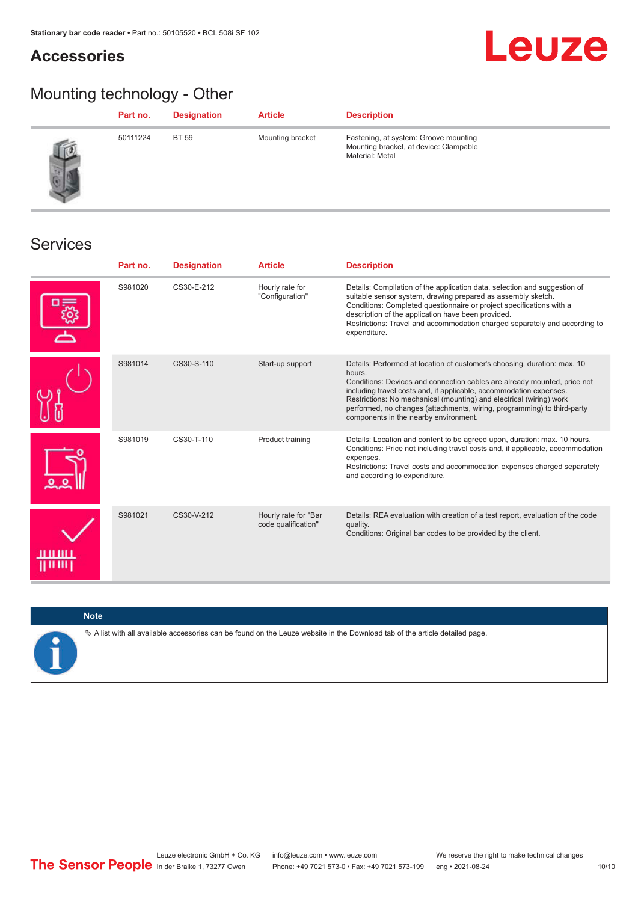## Accessories

### Mounting technology - Other

| Part no. | Designation | Article | Description |
|---|---|---|---|
| 50111224 | BT 59 | Mounting bracket | Fastening, at system: Groove mounting<br>Mounting bracket, at device: Clampable<br>Material: Metal |

### Services

| Part no. | Designation | Article | Description |
|---|---|---|---|
| S981020 | CS30-E-212 | Hourly rate for "Configuration" | Details: Compilation of the application data, selection and suggestion of suitable sensor system, drawing prepared as assembly sketch.<br>Conditions: Completed questionnaire or project specifications with a description of the application have been provided.<br>Restrictions: Travel and accommodation charged separately and according to expenditure. |
| S981014 | CS30-S-110 | Start-up support | Details: Performed at location of customer's choosing, duration: max. 10 hours.<br>Conditions: Devices and connection cables are already mounted, price not including travel costs and, if applicable, accommodation expenses.<br>Restrictions: No mechanical (mounting) and electrical (wiring) work performed, no changes (attachments, wiring, programming) to third-party components in the nearby environment. |
| S981019 | CS30-T-110 | Product training | Details: Location and content to be agreed upon, duration: max. 10 hours.<br>Conditions: Price not including travel costs and, if applicable, accommodation expenses.<br>Restrictions: Travel costs and accommodation expenses charged separately and according to expenditure. |
| S981021 | CS30-V-212 | Hourly rate for "Bar code qualification" | Details: REA evaluation with creation of a test report, evaluation of the code quality.<br>Conditions: Original bar codes to be provided by the client. |

**Note**

A list with all available accessories can be found on the Leuze website in the Download tab of the article detailed page.